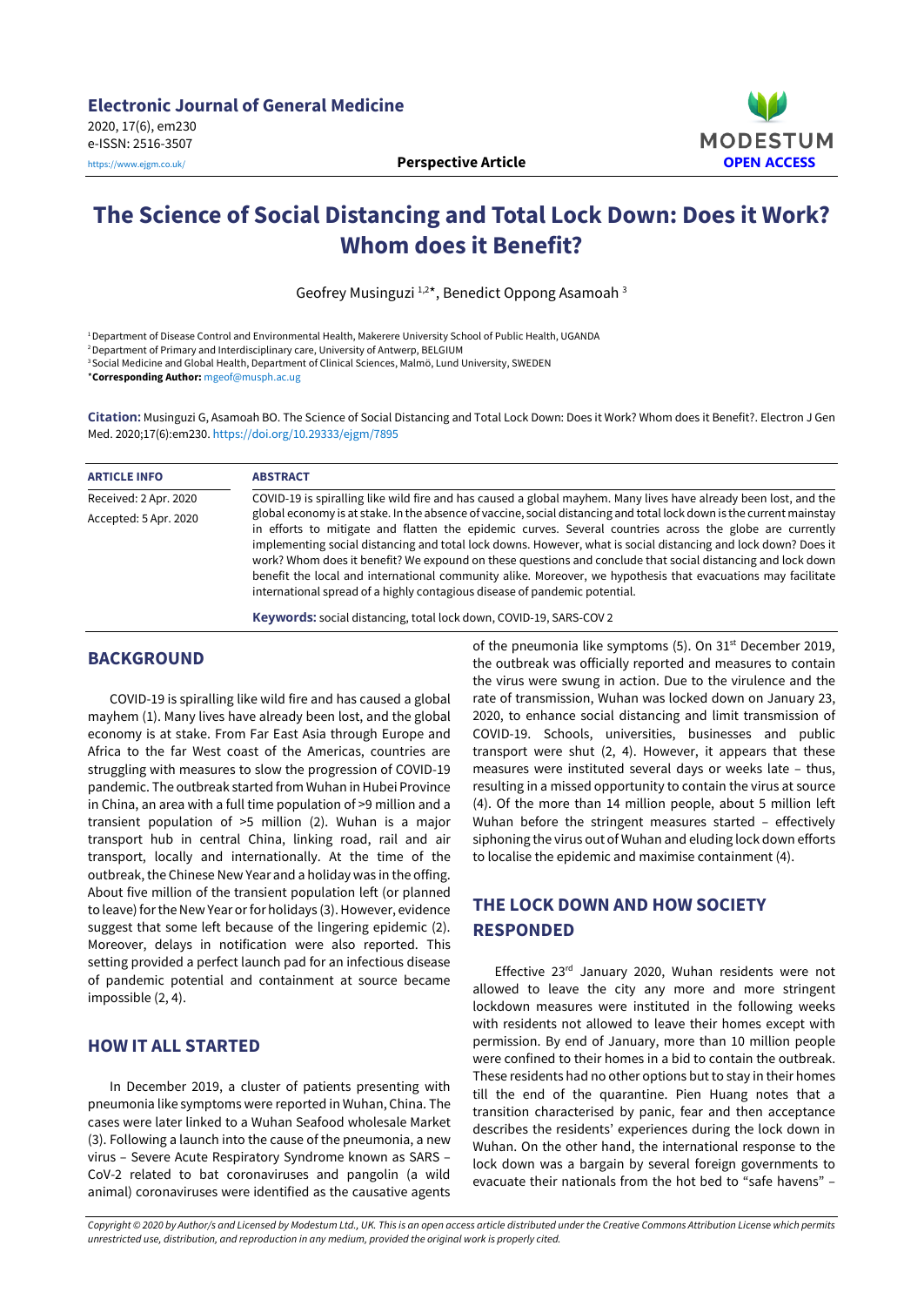**Electronic Journal of General Medicine**
2020, 17(6), em230
e-ISSN: 2516-3507
https://www.ejgm.co.uk/

**Perspective Article**

MODESTUM **OPEN ACCESS**

# The Science of Social Distancing and Total Lock Down: Does it Work? Whom does it Benefit?

Geofrey Musinguzi [1,2]*, Benedict Oppong Asamoah [3]

[1] Department of Disease Control and Environmental Health, Makerere University School of Public Health, UGANDA
[2] Department of Primary and Interdisciplinary care, University of Antwerp, BELGIUM
[3] Social Medicine and Global Health, Department of Clinical Sciences, Malmö, Lund University, SWEDEN
***Corresponding Author:** mgeof@musph.ac.ug

**Citation:** Musinguzi G, Asamoah BO. The Science of Social Distancing and Total Lock Down: Does it Work? Whom does it Benefit?. Electron J Gen Med. 2020;17(6):em230. https://doi.org/10.29333/ejgm/7895

| ARTICLE INFO | ABSTRACT |
|---|---|
| Received: 2 Apr. 2020<br>Accepted: 5 Apr. 2020 | COVID-19 is spiralling like wild fire and has caused a global mayhem. Many lives have already been lost, and the global economy is at stake. In the absence of vaccine, social distancing and total lock down is the current mainstay in efforts to mitigate and flatten the epidemic curves. Several countries across the globe are currently implementing social distancing and total lock downs. However, what is social distancing and lock down? Does it work? Whom does it benefit? We expound on these questions and conclude that social distancing and lock down benefit the local and international community alike. Moreover, we hypothesis that evacuations may facilitate international spread of a highly contagious disease of pandemic potential. |

**Keywords:** social distancing, total lock down, COVID-19, SARS-COV 2

## BACKGROUND

COVID-19 is spiralling like wild fire and has caused a global mayhem (1). Many lives have already been lost, and the global economy is at stake. From Far East Asia through Europe and Africa to the far West coast of the Americas, countries are struggling with measures to slow the progression of COVID-19 pandemic. The outbreak started from Wuhan in Hubei Province in China, an area with a full time population of >9 million and a transient population of >5 million (2). Wuhan is a major transport hub in central China, linking road, rail and air transport, locally and internationally. At the time of the outbreak, the Chinese New Year and a holiday was in the offing. About five million of the transient population left (or planned to leave) for the New Year or for holidays (3). However, evidence suggest that some left because of the lingering epidemic (2). Moreover, delays in notification were also reported. This setting provided a perfect launch pad for an infectious disease of pandemic potential and containment at source became impossible (2, 4).

## HOW IT ALL STARTED

In December 2019, a cluster of patients presenting with pneumonia like symptoms were reported in Wuhan, China. The cases were later linked to a Wuhan Seafood wholesale Market (3). Following a launch into the cause of the pneumonia, a new virus – Severe Acute Respiratory Syndrome known as SARS – CoV-2 related to bat coronaviruses and pangolin (a wild animal) coronaviruses were identified as the causative agents of the pneumonia like symptoms (5). On 31st December 2019, the outbreak was officially reported and measures to contain the virus were swung in action. Due to the virulence and the rate of transmission, Wuhan was locked down on January 23, 2020, to enhance social distancing and limit transmission of COVID-19. Schools, universities, businesses and public transport were shut (2, 4). However, it appears that these measures were instituted several days or weeks late – thus, resulting in a missed opportunity to contain the virus at source (4). Of the more than 14 million people, about 5 million left Wuhan before the stringent measures started – effectively siphoning the virus out of Wuhan and eluding lock down efforts to localise the epidemic and maximise containment (4).

## THE LOCK DOWN AND HOW SOCIETY RESPONDED

Effective 23rd January 2020, Wuhan residents were not allowed to leave the city any more and more stringent lockdown measures were instituted in the following weeks with residents not allowed to leave their homes except with permission. By end of January, more than 10 million people were confined to their homes in a bid to contain the outbreak. These residents had no other options but to stay in their homes till the end of the quarantine. Pien Huang notes that a transition characterised by panic, fear and then acceptance describes the residents' experiences during the lock down in Wuhan. On the other hand, the international response to the lock down was a bargain by several foreign governments to evacuate their nationals from the hot bed to "safe havens" –

*Copyright © 2020 by Author/s and Licensed by Modestum Ltd., UK. This is an open access article distributed under the Creative Commons Attribution License which permits unrestricted use, distribution, and reproduction in any medium, provided the original work is properly cited.*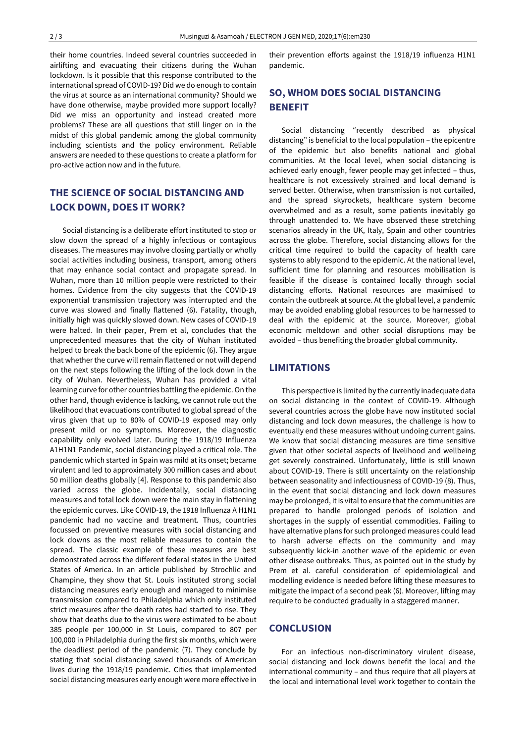their home countries. Indeed several countries succeeded in airlifting and evacuating their citizens during the Wuhan lockdown. Is it possible that this response contributed to the international spread of COVID-19? Did we do enough to contain the virus at source as an international community? Should we have done otherwise, maybe provided more support locally? Did we miss an opportunity and instead created more problems? These are all questions that still linger on in the midst of this global pandemic among the global community including scientists and the policy environment. Reliable answers are needed to these questions to create a platform for pro-active action now and in the future.

## THE SCIENCE OF SOCIAL DISTANCING AND LOCK DOWN, DOES IT WORK?

Social distancing is a deliberate effort instituted to stop or slow down the spread of a highly infectious or contagious diseases. The measures may involve closing partially or wholly social activities including business, transport, among others that may enhance social contact and propagate spread. In Wuhan, more than 10 million people were restricted to their homes. Evidence from the city suggests that the COVID-19 exponential transmission trajectory was interrupted and the curve was slowed and finally flattened (6). Fatality, though, initially high was quickly slowed down. New cases of COVID-19 were halted. In their paper, Prem et al, concludes that the unprecedented measures that the city of Wuhan instituted helped to break the back bone of the epidemic (6). They argue that whether the curve will remain flattened or not will depend on the next steps following the lifting of the lock down in the city of Wuhan. Nevertheless, Wuhan has provided a vital learning curve for other countries battling the epidemic. On the other hand, though evidence is lacking, we cannot rule out the likelihood that evacuations contributed to global spread of the virus given that up to 80% of COVID-19 exposed may only present mild or no symptoms. Moreover, the diagnostic capability only evolved later. During the 1918/19 Influenza A1H1N1 Pandemic, social distancing played a critical role. The pandemic which started in Spain was mild at its onset; became virulent and led to approximately 300 million cases and about 50 million deaths globally [4]. Response to this pandemic also varied across the globe. Incidentally, social distancing measures and total lock down were the main stay in flattening the epidemic curves. Like COVID-19, the 1918 Influenza A H1N1 pandemic had no vaccine and treatment. Thus, countries focussed on preventive measures with social distancing and lock downs as the most reliable measures to contain the spread. The classic example of these measures are best demonstrated across the different federal states in the United States of America. In an article published by Strochlic and Champine, they show that St. Louis instituted strong social distancing measures early enough and managed to minimise transmission compared to Philadelphia which only instituted strict measures after the death rates had started to rise. They show that deaths due to the virus were estimated to be about 385 people per 100,000 in St Louis, compared to 807 per 100,000 in Philadelphia during the first six months, which were the deadliest period of the pandemic (7). They conclude by stating that social distancing saved thousands of American lives during the 1918/19 pandemic. Cities that implemented social distancing measures early enough were more effective in their prevention efforts against the 1918/19 influenza H1N1 pandemic.

## SO, WHOM DOES S0CIAL DISTANCING BENEFIT

Social distancing "recently described as physical distancing" is beneficial to the local population – the epicentre of the epidemic but also benefits national and global communities. At the local level, when social distancing is achieved early enough, fewer people may get infected – thus, healthcare is not excessively strained and local demand is served better. Otherwise, when transmission is not curtailed, and the spread skyrockets, healthcare system become overwhelmed and as a result, some patients inevitably go through unattended to. We have observed these stretching scenarios already in the UK, Italy, Spain and other countries across the globe. Therefore, social distancing allows for the critical time required to build the capacity of health care systems to ably respond to the epidemic. At the national level, sufficient time for planning and resources mobilisation is feasible if the disease is contained locally through social distancing efforts. National resources are maximised to contain the outbreak at source. At the global level, a pandemic may be avoided enabling global resources to be harnessed to deal with the epidemic at the source. Moreover, global economic meltdown and other social disruptions may be avoided – thus benefiting the broader global community.

## LIMITATIONS

This perspective is limited by the currently inadequate data on social distancing in the context of COVID-19. Although several countries across the globe have now instituted social distancing and lock down measures, the challenge is how to eventually end these measures without undoing current gains. We know that social distancing measures are time sensitive given that other societal aspects of livelihood and wellbeing get severely constrained. Unfortunately, little is still known about COVID-19. There is still uncertainty on the relationship between seasonality and infectiousness of COVID-19 (8). Thus, in the event that social distancing and lock down measures may be prolonged, it is vital to ensure that the communities are prepared to handle prolonged periods of isolation and shortages in the supply of essential commodities. Failing to have alternative plans for such prolonged measures could lead to harsh adverse effects on the community and may subsequently kick-in another wave of the epidemic or even other disease outbreaks. Thus, as pointed out in the study by Prem et al. careful consideration of epidemiological and modelling evidence is needed before lifting these measures to mitigate the impact of a second peak (6). Moreover, lifting may require to be conducted gradually in a staggered manner.

## CONCLUSION

For an infectious non-discriminatory virulent disease, social distancing and lock downs benefit the local and the international community – and thus require that all players at the local and international level work together to contain the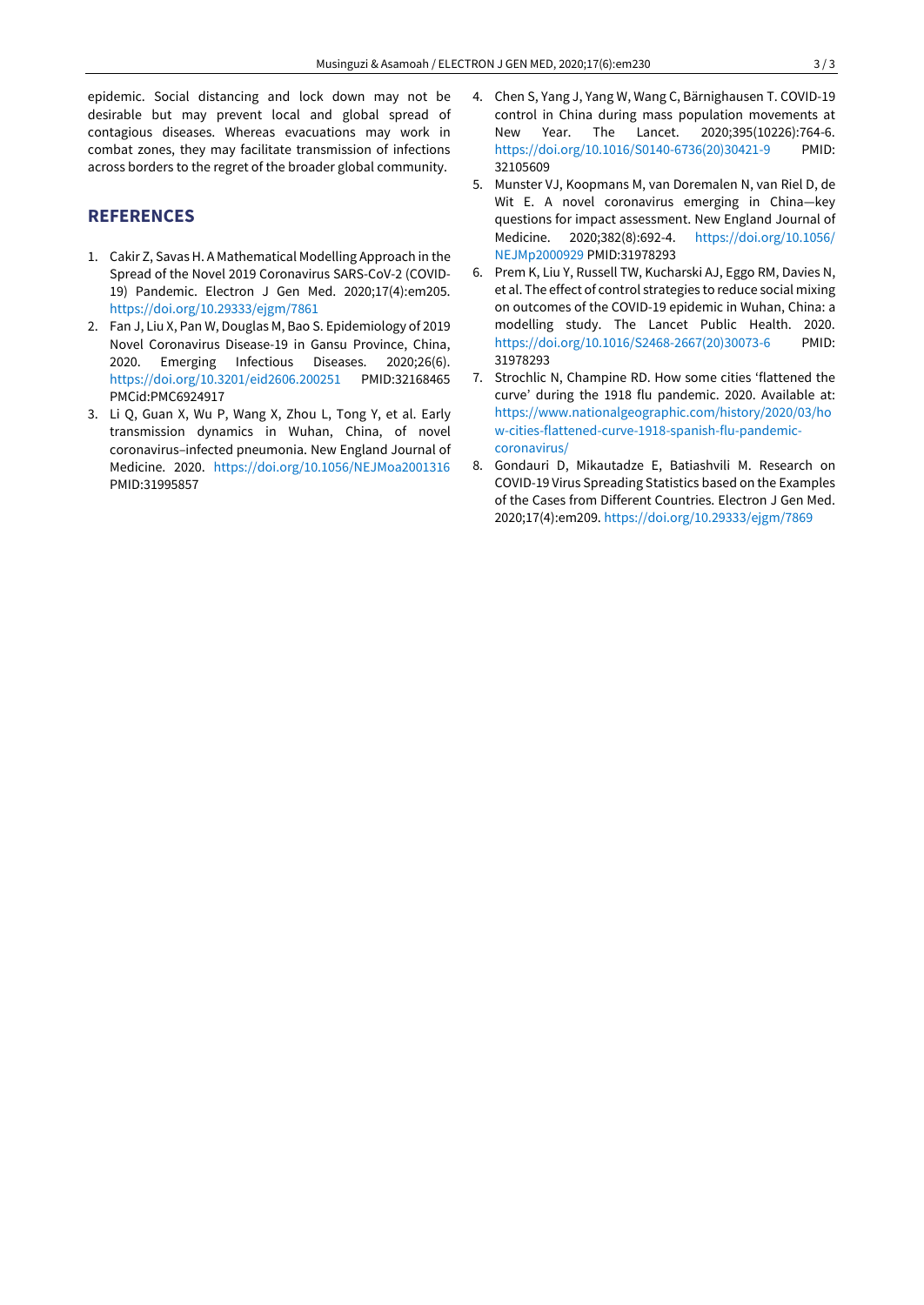epidemic. Social distancing and lock down may not be desirable but may prevent local and global spread of contagious diseases. Whereas evacuations may work in combat zones, they may facilitate transmission of infections across borders to the regret of the broader global community.

## REFERENCES

1. Cakir Z, Savas H. A Mathematical Modelling Approach in the Spread of the Novel 2019 Coronavirus SARS-CoV-2 (COVID-19) Pandemic. Electron J Gen Med. 2020;17(4):em205. https://doi.org/10.29333/ejgm/7861
2. Fan J, Liu X, Pan W, Douglas M, Bao S. Epidemiology of 2019 Novel Coronavirus Disease-19 in Gansu Province, China, 2020. Emerging Infectious Diseases. 2020;26(6). https://doi.org/10.3201/eid2606.200251 PMID:32168465 PMCid:PMC6924917
3. Li Q, Guan X, Wu P, Wang X, Zhou L, Tong Y, et al. Early transmission dynamics in Wuhan, China, of novel coronavirus–infected pneumonia. New England Journal of Medicine. 2020. https://doi.org/10.1056/NEJMoa2001316 PMID:31995857
4. Chen S, Yang J, Yang W, Wang C, Bärnighausen T. COVID-19 control in China during mass population movements at New Year. The Lancet. 2020;395(10226):764-6. https://doi.org/10.1016/S0140-6736(20)30421-9 PMID: 32105609
5. Munster VJ, Koopmans M, van Doremalen N, van Riel D, de Wit E. A novel coronavirus emerging in China—key questions for impact assessment. New England Journal of Medicine. 2020;382(8):692-4. https://doi.org/10.1056/NEJMp2000929 PMID:31978293
6. Prem K, Liu Y, Russell TW, Kucharski AJ, Eggo RM, Davies N, et al. The effect of control strategies to reduce social mixing on outcomes of the COVID-19 epidemic in Wuhan, China: a modelling study. The Lancet Public Health. 2020. https://doi.org/10.1016/S2468-2667(20)30073-6 PMID: 31978293
7. Strochlic N, Champine RD. How some cities 'flattened the curve' during the 1918 flu pandemic. 2020. Available at: https://www.nationalgeographic.com/history/2020/03/how-cities-flattened-curve-1918-spanish-flu-pandemic-coronavirus/
8. Gondauri D, Mikautadze E, Batiashvili M. Research on COVID-19 Virus Spreading Statistics based on the Examples of the Cases from Different Countries. Electron J Gen Med. 2020;17(4):em209. https://doi.org/10.29333/ejgm/7869